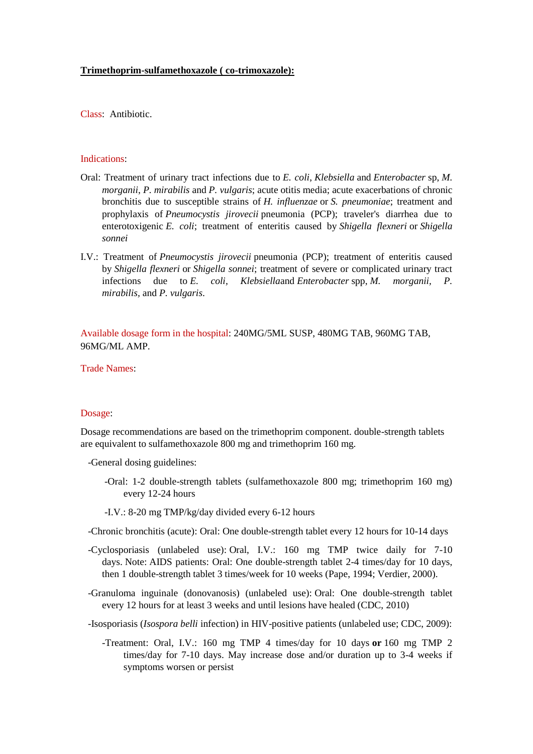**<u>Trimethoprim-sulfamethoxazole ( co-trimoxazole):</u>**

Class: Antibiotic.

Indications:

Oral: Treatment of urinary tract infections due to *E. coli*, *Klebsiella* and *Enterobacter* sp, *M. morganii*, *P. mirabilis* and *P. vulgaris*; acute otitis media; acute exacerbations of chronic bronchitis due to susceptible strains of *H. influenzae* or *S. pneumoniae*; treatment and prophylaxis of *Pneumocystis jirovecii* pneumonia (PCP); traveler's diarrhea due to enterotoxigenic *E. coli*; treatment of enteritis caused by *Shigella flexneri* or *Shigella sonnei*

I.V.: Treatment of *Pneumocystis jirovecii* pneumonia (PCP); treatment of enteritis caused by *Shigella flexneri* or *Shigella sonnei*; treatment of severe or complicated urinary tract infections due to *E. coli*, *Klebsiella*and *Enterobacter* spp, *M. morganii*, *P. mirabilis*, and *P. vulgaris*.

Available dosage form in the hospital: 240MG/5ML SUSP, 480MG TAB, 960MG TAB, 96MG/ML AMP.

Trade Names:

Dosage:

Dosage recommendations are based on the trimethoprim component. double-strength tablets are equivalent to sulfamethoxazole 800 mg and trimethoprim 160 mg.

- -General dosing guidelines:
  - -Oral: 1-2 double-strength tablets (sulfamethoxazole 800 mg; trimethoprim 160 mg) every 12-24 hours
  - -I.V.: 8-20 mg TMP/kg/day divided every 6-12 hours
- -Chronic bronchitis (acute): Oral: One double-strength tablet every 12 hours for 10-14 days
- -Cyclosporiasis (unlabeled use): Oral, I.V.: 160 mg TMP twice daily for 7-10 days. Note: AIDS patients: Oral: One double-strength tablet 2-4 times/day for 10 days, then 1 double-strength tablet 3 times/week for 10 weeks (Pape, 1994; Verdier, 2000).
- -Granuloma inguinale (donovanosis) (unlabeled use): Oral: One double-strength tablet every 12 hours for at least 3 weeks and until lesions have healed (CDC, 2010)
- -Isosporiasis (*Isospora belli* infection) in HIV-positive patients (unlabeled use; CDC, 2009):
  - -Treatment: Oral, I.V.: 160 mg TMP 4 times/day for 10 days **or** 160 mg TMP 2 times/day for 7-10 days. May increase dose and/or duration up to 3-4 weeks if symptoms worsen or persist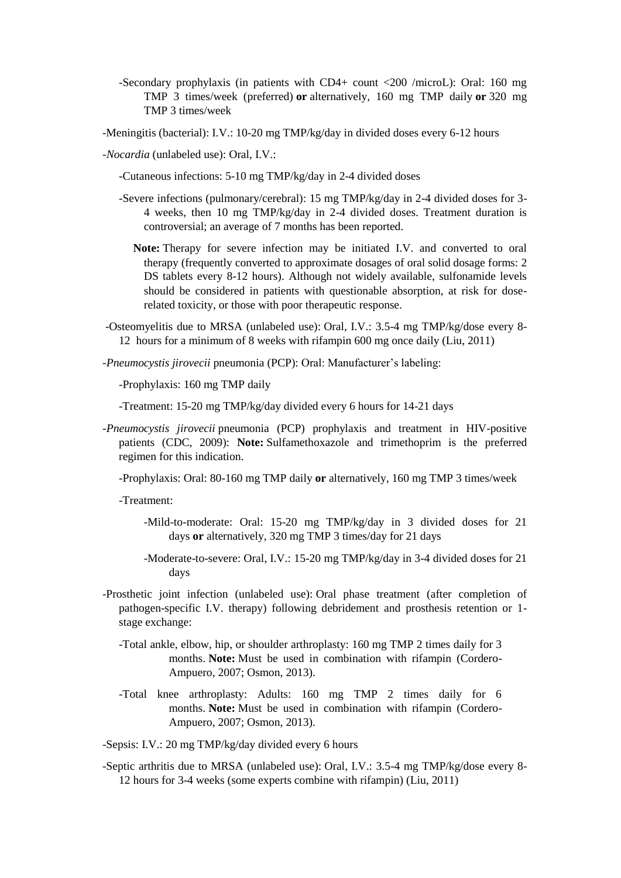- Secondary prophylaxis (in patients with CD4+ count <200 /microL): Oral: 160 mg TMP 3 times/week (preferred) **or** alternatively, 160 mg TMP daily **or** 320 mg TMP 3 times/week

- Meningitis (bacterial): I.V.: 10-20 mg TMP/kg/day in divided doses every 6-12 hours

- *Nocardia* (unlabeled use): Oral, I.V.:

  - Cutaneous infections: 5-10 mg TMP/kg/day in 2-4 divided doses

  - Severe infections (pulmonary/cerebral): 15 mg TMP/kg/day in 2-4 divided doses for 3-4 weeks, then 10 mg TMP/kg/day in 2-4 divided doses. Treatment duration is controversial; an average of 7 months has been reported.

    **Note:** Therapy for severe infection may be initiated I.V. and converted to oral therapy (frequently converted to approximate dosages of oral solid dosage forms: 2 DS tablets every 8-12 hours). Although not widely available, sulfonamide levels should be considered in patients with questionable absorption, at risk for dose-related toxicity, or those with poor therapeutic response.

- Osteomyelitis due to MRSA (unlabeled use): Oral, I.V.: 3.5-4 mg TMP/kg/dose every 8-12 hours for a minimum of 8 weeks with rifampin 600 mg once daily (Liu, 2011)

- *Pneumocystis jirovecii* pneumonia (PCP): Oral: Manufacturer's labeling:

  - Prophylaxis: 160 mg TMP daily

  - Treatment: 15-20 mg TMP/kg/day divided every 6 hours for 14-21 days

- *Pneumocystis jirovecii* pneumonia (PCP) prophylaxis and treatment in HIV-positive patients (CDC, 2009): **Note:** Sulfamethoxazole and trimethoprim is the preferred regimen for this indication.

  - Prophylaxis: Oral: 80-160 mg TMP daily **or** alternatively, 160 mg TMP 3 times/week

  - Treatment:

    - Mild-to-moderate: Oral: 15-20 mg TMP/kg/day in 3 divided doses for 21 days **or** alternatively, 320 mg TMP 3 times/day for 21 days

    - Moderate-to-severe: Oral, I.V.: 15-20 mg TMP/kg/day in 3-4 divided doses for 21 days

- Prosthetic joint infection (unlabeled use): Oral phase treatment (after completion of pathogen-specific I.V. therapy) following debridement and prosthesis retention or 1-stage exchange:

  - Total ankle, elbow, hip, or shoulder arthroplasty: 160 mg TMP 2 times daily for 3 months. **Note:** Must be used in combination with rifampin (Cordero-Ampuero, 2007; Osmon, 2013).

  - Total knee arthroplasty: Adults: 160 mg TMP 2 times daily for 6 months. **Note:** Must be used in combination with rifampin (Cordero-Ampuero, 2007; Osmon, 2013).

- Sepsis: I.V.: 20 mg TMP/kg/day divided every 6 hours

- Septic arthritis due to MRSA (unlabeled use): Oral, I.V.: 3.5-4 mg TMP/kg/dose every 8-12 hours for 3-4 weeks (some experts combine with rifampin) (Liu, 2011)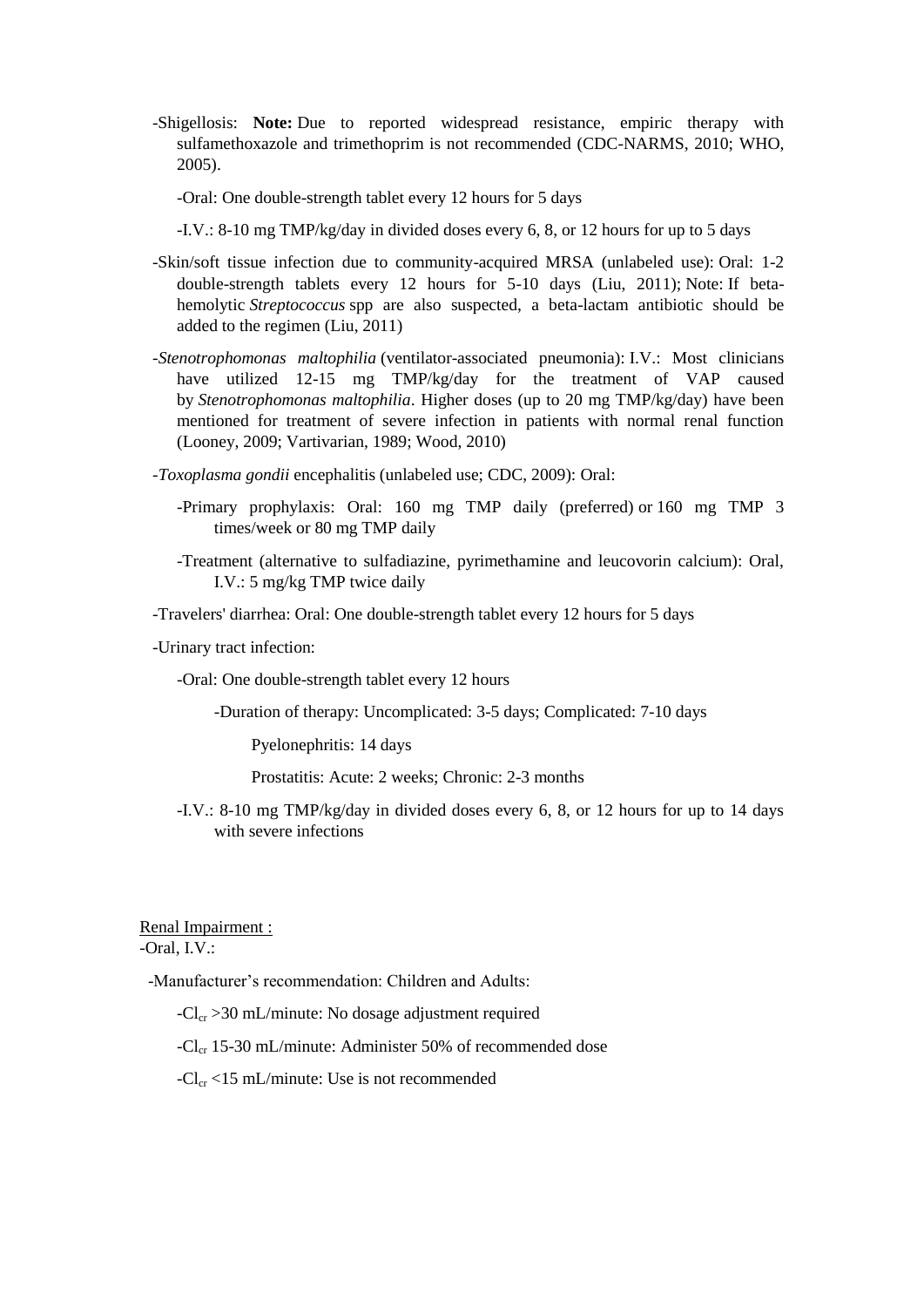- Shigellosis: **Note:** Due to reported widespread resistance, empiric therapy with sulfamethoxazole and trimethoprim is not recommended (CDC-NARMS, 2010; WHO, 2005).

  - Oral: One double-strength tablet every 12 hours for 5 days

  - I.V.: 8-10 mg TMP/kg/day in divided doses every 6, 8, or 12 hours for up to 5 days

- Skin/soft tissue infection due to community-acquired MRSA (unlabeled use): Oral: 1-2 double-strength tablets every 12 hours for 5-10 days (Liu, 2011); Note: If beta-hemolytic *Streptococcus* spp are also suspected, a beta-lactam antibiotic should be added to the regimen (Liu, 2011)

- *Stenotrophomonas maltophilia* (ventilator-associated pneumonia): I.V.: Most clinicians have utilized 12-15 mg TMP/kg/day for the treatment of VAP caused by *Stenotrophomonas maltophilia*. Higher doses (up to 20 mg TMP/kg/day) have been mentioned for treatment of severe infection in patients with normal renal function (Looney, 2009; Vartivarian, 1989; Wood, 2010)

- *Toxoplasma gondii* encephalitis (unlabeled use; CDC, 2009): Oral:

  - Primary prophylaxis: Oral: 160 mg TMP daily (preferred) or 160 mg TMP 3 times/week or 80 mg TMP daily

  - Treatment (alternative to sulfadiazine, pyrimethamine and leucovorin calcium): Oral, I.V.: 5 mg/kg TMP twice daily

- Travelers' diarrhea: Oral: One double-strength tablet every 12 hours for 5 days

- Urinary tract infection:

  - Oral: One double-strength tablet every 12 hours

    - Duration of therapy: Uncomplicated: 3-5 days; Complicated: 7-10 days

      Pyelonephritis: 14 days

      Prostatitis: Acute: 2 weeks; Chronic: 2-3 months

  - I.V.: 8-10 mg TMP/kg/day in divided doses every 6, 8, or 12 hours for up to 14 days with severe infections

<u>Renal Impairment :</u>

- Oral, I.V.:

  - Manufacturer's recommendation: Children and Adults:

    - $Cl_{cr}$ >30 mL/minute: No dosage adjustment required

    - $Cl_{cr}$ 15-30 mL/minute: Administer 50% of recommended dose

    - $Cl_{cr}$ <15 mL/minute: Use is not recommended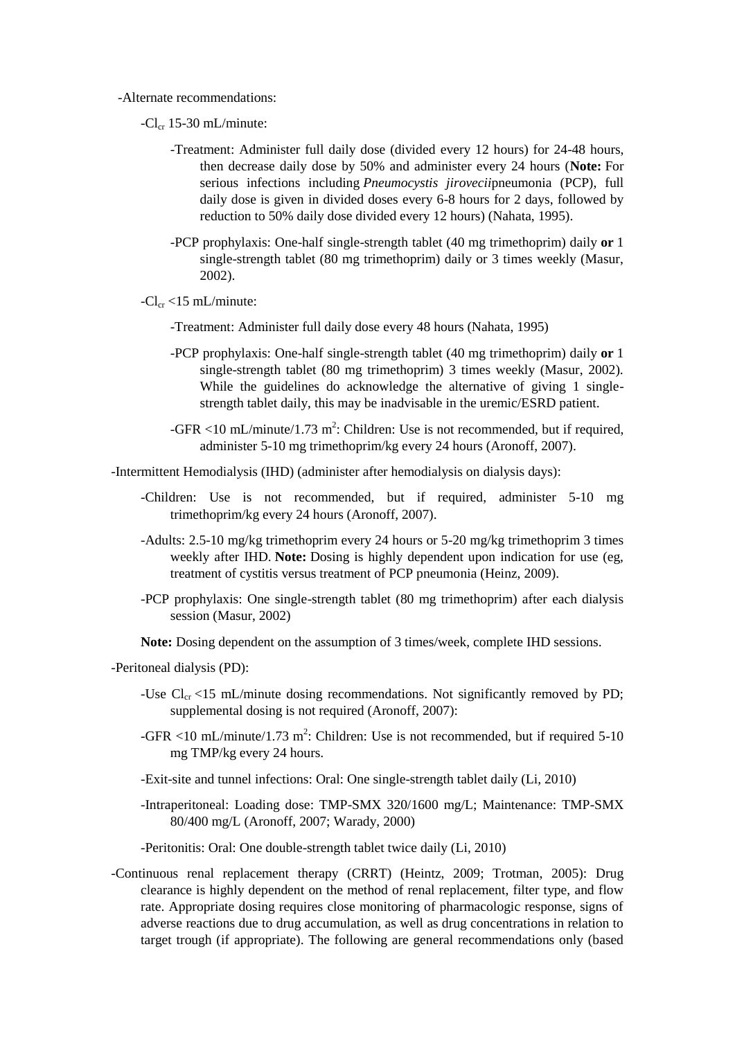-Alternate recommendations:

-$Cl_{cr}$ 15-30 mL/minute:

-Treatment: Administer full daily dose (divided every 12 hours) for 24-48 hours, then decrease daily dose by 50% and administer every 24 hours (**Note:** For serious infections including *Pneumocystis jirovecii*pneumonia (PCP), full daily dose is given in divided doses every 6-8 hours for 2 days, followed by reduction to 50% daily dose divided every 12 hours) (Nahata, 1995).

-PCP prophylaxis: One-half single-strength tablet (40 mg trimethoprim) daily **or** 1 single-strength tablet (80 mg trimethoprim) daily or 3 times weekly (Masur, 2002).

-$Cl_{cr}$ <15 mL/minute:

-Treatment: Administer full daily dose every 48 hours (Nahata, 1995)

-PCP prophylaxis: One-half single-strength tablet (40 mg trimethoprim) daily **or** 1 single-strength tablet (80 mg trimethoprim) 3 times weekly (Masur, 2002). While the guidelines do acknowledge the alternative of giving 1 single-strength tablet daily, this may be inadvisable in the uremic/ESRD patient.

-GFR <10 mL/minute/1.73 $m^2$: Children: Use is not recommended, but if required, administer 5-10 mg trimethoprim/kg every 24 hours (Aronoff, 2007).

-Intermittent Hemodialysis (IHD) (administer after hemodialysis on dialysis days):

-Children: Use is not recommended, but if required, administer 5-10 mg trimethoprim/kg every 24 hours (Aronoff, 2007).

-Adults: 2.5-10 mg/kg trimethoprim every 24 hours or 5-20 mg/kg trimethoprim 3 times weekly after IHD. **Note:** Dosing is highly dependent upon indication for use (eg, treatment of cystitis versus treatment of PCP pneumonia (Heinz, 2009).

-PCP prophylaxis: One single-strength tablet (80 mg trimethoprim) after each dialysis session (Masur, 2002)

**Note:** Dosing dependent on the assumption of 3 times/week, complete IHD sessions.

-Peritoneal dialysis (PD):

-Use $Cl_{cr}$ <15 mL/minute dosing recommendations. Not significantly removed by PD; supplemental dosing is not required (Aronoff, 2007):

-GFR <10 mL/minute/1.73 $m^2$: Children: Use is not recommended, but if required 5-10 mg TMP/kg every 24 hours.

-Exit-site and tunnel infections: Oral: One single-strength tablet daily (Li, 2010)

-Intraperitoneal: Loading dose: TMP-SMX 320/1600 mg/L; Maintenance: TMP-SMX 80/400 mg/L (Aronoff, 2007; Warady, 2000)

-Peritonitis: Oral: One double-strength tablet twice daily (Li, 2010)

-Continuous renal replacement therapy (CRRT) (Heintz, 2009; Trotman, 2005): Drug clearance is highly dependent on the method of renal replacement, filter type, and flow rate. Appropriate dosing requires close monitoring of pharmacologic response, signs of adverse reactions due to drug accumulation, as well as drug concentrations in relation to target trough (if appropriate). The following are general recommendations only (based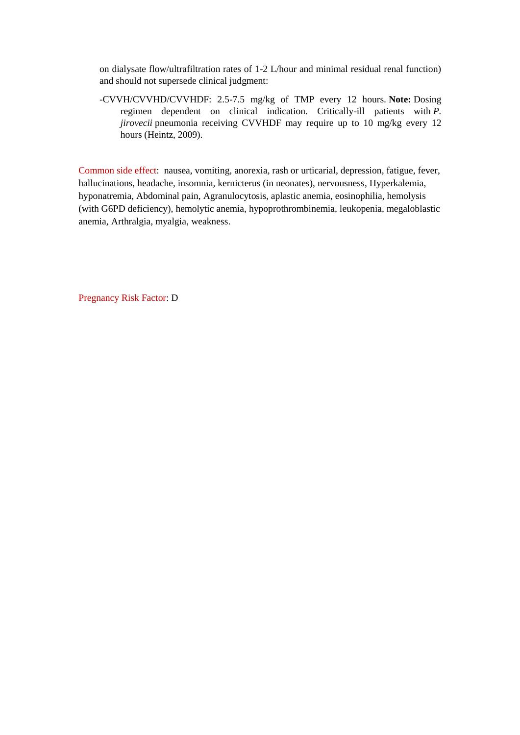on dialysate flow/ultrafiltration rates of 1-2 L/hour and minimal residual renal function) and should not supersede clinical judgment:

-CVVH/CVVHD/CVVHDF: 2.5-7.5 mg/kg of TMP every 12 hours. **Note:** Dosing regimen dependent on clinical indication. Critically-ill patients with *P. jirovecii* pneumonia receiving CVVHDF may require up to 10 mg/kg every 12 hours (Heintz, 2009).

Common side effect: nausea, vomiting, anorexia, rash or urticarial, depression, fatigue, fever, hallucinations, headache, insomnia, kernicterus (in neonates), nervousness, Hyperkalemia, hyponatremia, Abdominal pain, Agranulocytosis, aplastic anemia, eosinophilia, hemolysis (with G6PD deficiency), hemolytic anemia, hypoprothrombinemia, leukopenia, megaloblastic anemia, Arthralgia, myalgia, weakness.

Pregnancy Risk Factor: D